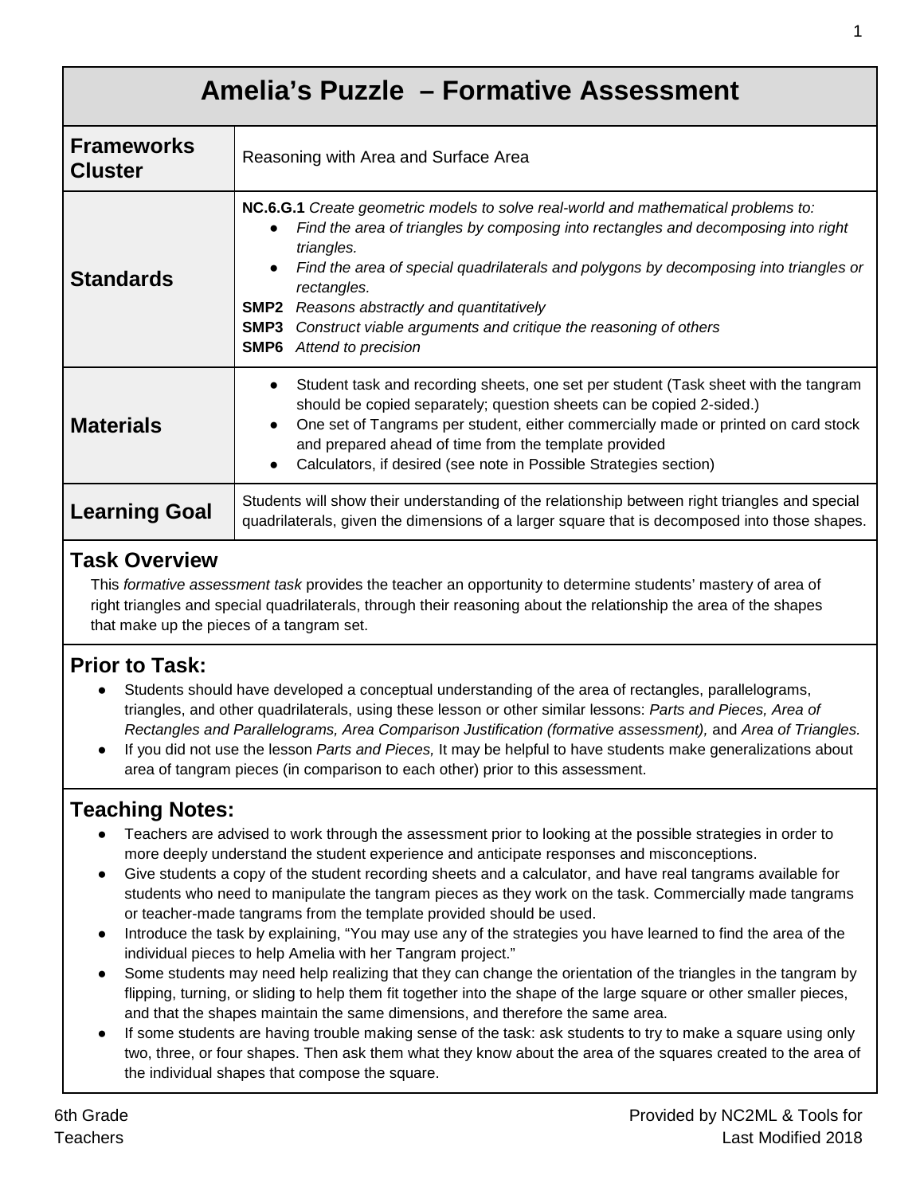# Amelia's Puzzle – Formative Assessment

| | |
|---|---|
| **Frameworks Cluster** | Reasoning with Area and Surface Area |
| **Standards** | **NC.6.G.1** *Create geometric models to solve real-world and mathematical problems to:*<br>● *Find the area of triangles by composing into rectangles and decomposing into right triangles.*<br>● *Find the area of special quadrilaterals and polygons by decomposing into triangles or rectangles.*<br>**SMP2** *Reasons abstractly and quantitatively*<br>**SMP3** *Construct viable arguments and critique the reasoning of others*<br>**SMP6** *Attend to precision* |
| **Materials** | ● Student task and recording sheets, one set per student (Task sheet with the tangram should be copied separately; question sheets can be copied 2-sided.)<br>● One set of Tangrams per student, either commercially made or printed on card stock and prepared ahead of time from the template provided<br>● Calculators, if desired (see note in Possible Strategies section) |
| **Learning Goal** | Students will show their understanding of the relationship between right triangles and special quadrilaterals, given the dimensions of a larger square that is decomposed into those shapes. |

## Task Overview

This *formative assessment task* provides the teacher an opportunity to determine students' mastery of area of right triangles and special quadrilaterals, through their reasoning about the relationship the area of the shapes that make up the pieces of a tangram set.

## Prior to Task:

- Students should have developed a conceptual understanding of the area of rectangles, parallelograms, triangles, and other quadrilaterals, using these lesson or other similar lessons: *Parts and Pieces, Area of Rectangles and Parallelograms, Area Comparison Justification (formative assessment),* and *Area of Triangles.*
- If you did not use the lesson *Parts and Pieces,* It may be helpful to have students make generalizations about area of tangram pieces (in comparison to each other) prior to this assessment.

## Teaching Notes:

- Teachers are advised to work through the assessment prior to looking at the possible strategies in order to more deeply understand the student experience and anticipate responses and misconceptions.
- Give students a copy of the student recording sheets and a calculator, and have real tangrams available for students who need to manipulate the tangram pieces as they work on the task. Commercially made tangrams or teacher-made tangrams from the template provided should be used.
- Introduce the task by explaining, "You may use any of the strategies you have learned to find the area of the individual pieces to help Amelia with her Tangram project."
- Some students may need help realizing that they can change the orientation of the triangles in the tangram by flipping, turning, or sliding to help them fit together into the shape of the large square or other smaller pieces, and that the shapes maintain the same dimensions, and therefore the same area.
- If some students are having trouble making sense of the task: ask students to try to make a square using only two, three, or four shapes. Then ask them what they know about the area of the squares created to the area of the individual shapes that compose the square.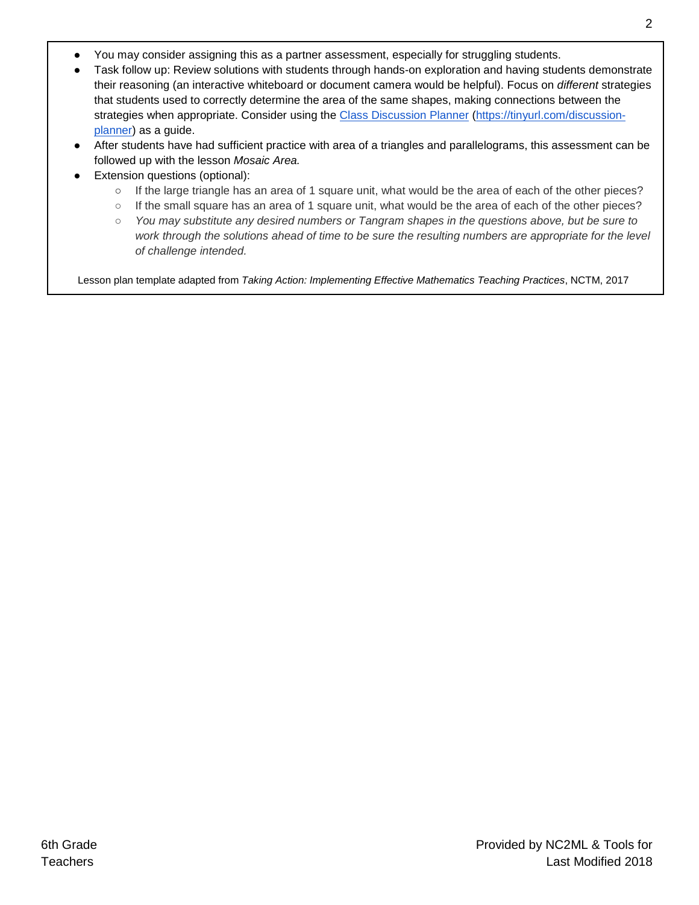- You may consider assigning this as a partner assessment, especially for struggling students.
- Task follow up: Review solutions with students through hands-on exploration and having students demonstrate their reasoning (an interactive whiteboard or document camera would be helpful). Focus on *different* strategies that students used to correctly determine the area of the same shapes, making connections between the strategies when appropriate. Consider using the [Class Discussion Planner](https://tinyurl.com/discussion-planner) ([https://tinyurl.com/discussion-planner](https://tinyurl.com/discussion-planner)) as a guide.
- After students have had sufficient practice with area of a triangles and parallelograms, this assessment can be followed up with the lesson *Mosaic Area.*
- Extension questions (optional):
  - If the large triangle has an area of 1 square unit, what would be the area of each of the other pieces?
  - If the small square has an area of 1 square unit, what would be the area of each of the other pieces?
  - *You may substitute any desired numbers or Tangram shapes in the questions above, but be sure to work through the solutions ahead of time to be sure the resulting numbers are appropriate for the level of challenge intended.*

Lesson plan template adapted from *Taking Action: Implementing Effective Mathematics Teaching Practices*, NCTM, 2017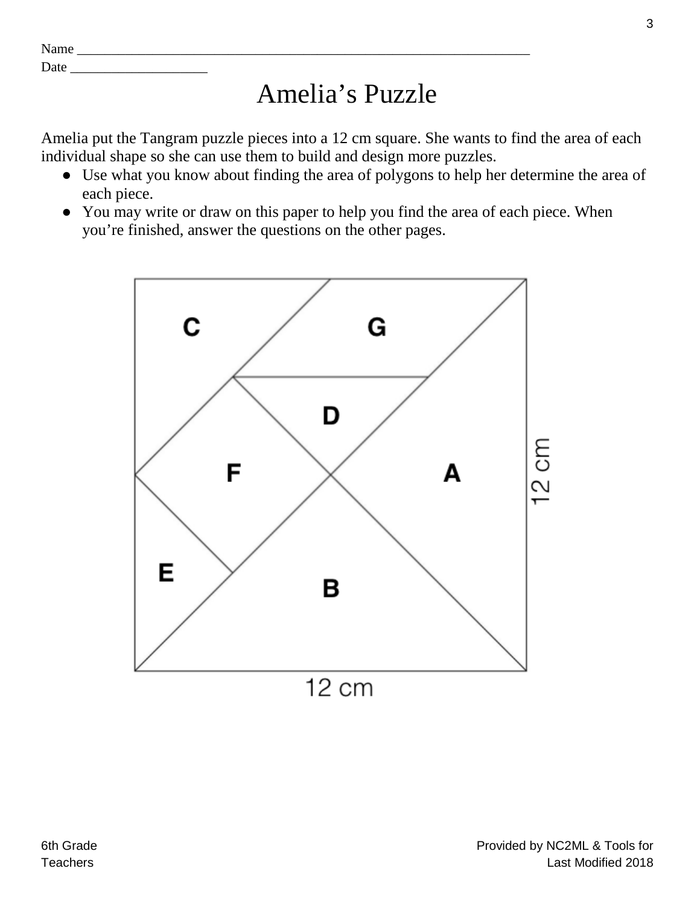Name ___________________________________________________________________
Date ____________________

# Amelia's Puzzle

Amelia put the Tangram puzzle pieces into a 12 cm square. She wants to find the area of each individual shape so she can use them to build and design more puzzles.

- Use what you know about finding the area of polygons to help her determine the area of each piece.
- You may write or draw on this paper to help you find the area of each piece. When you're finished, answer the questions on the other pages.

C G D F A E B

12 cm

12 cm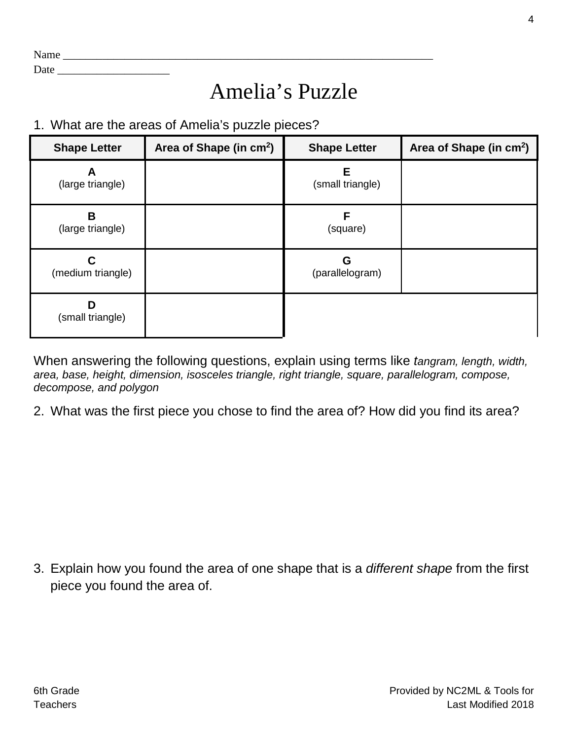Name ___________________________________________________________________
Date ____________________

# Amelia's Puzzle

1. What are the areas of Amelia's puzzle pieces?

| Shape Letter | Area of Shape (in cm$^2$) | Shape Letter | Area of Shape (in cm$^2$) |
|---|---|---|---|
| **A** (large triangle) | | **E** (small triangle) | |
| **B** (large triangle) | | **F** (square) | |
| **C** (medium triangle) | | **G** (parallelogram) | |
| **D** (small triangle) | | | |

When answering the following questions, explain using terms like *tangram, length, width, area, base, height, dimension, isosceles triangle, right triangle, square, parallelogram, compose, decompose, and polygon*

2. What was the first piece you chose to find the area of? How did you find its area?

3. Explain how you found the area of one shape that is a *different shape* from the first piece you found the area of.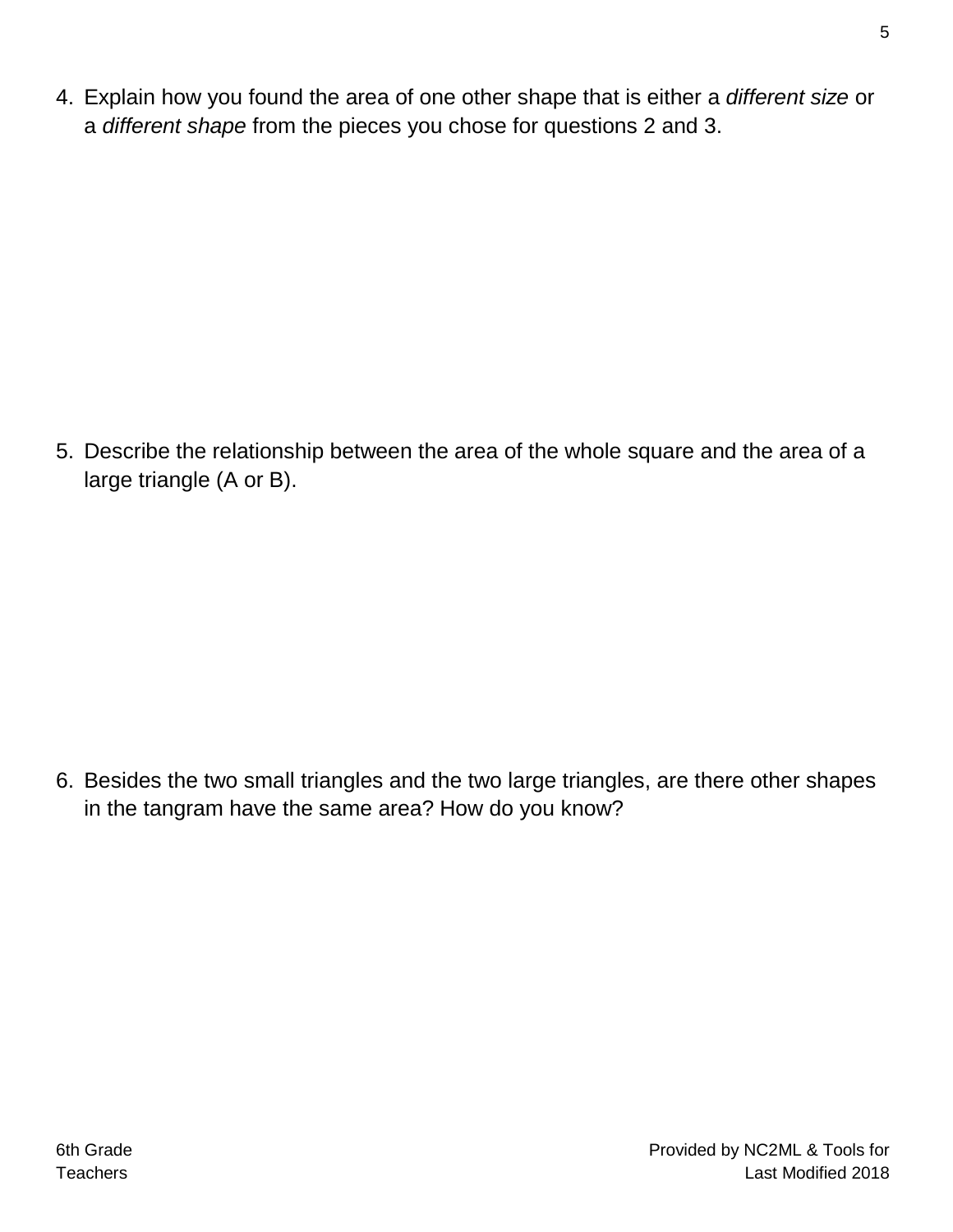4. Explain how you found the area of one other shape that is either a *different size* or a *different shape* from the pieces you chose for questions 2 and 3.

5. Describe the relationship between the area of the whole square and the area of a large triangle (A or B).

6. Besides the two small triangles and the two large triangles, are there other shapes in the tangram have the same area? How do you know?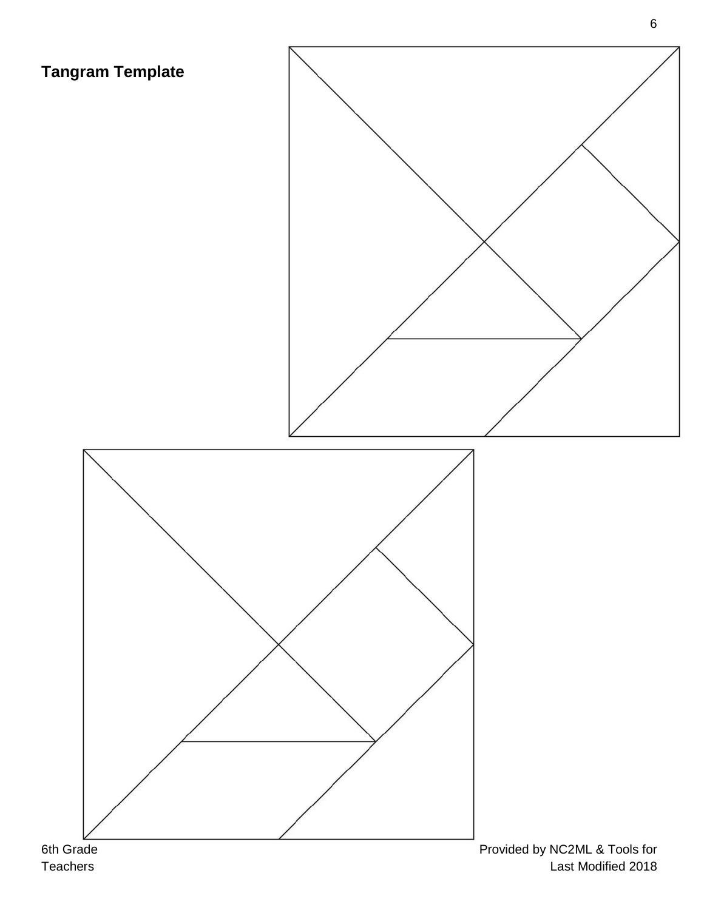**Tangram Template**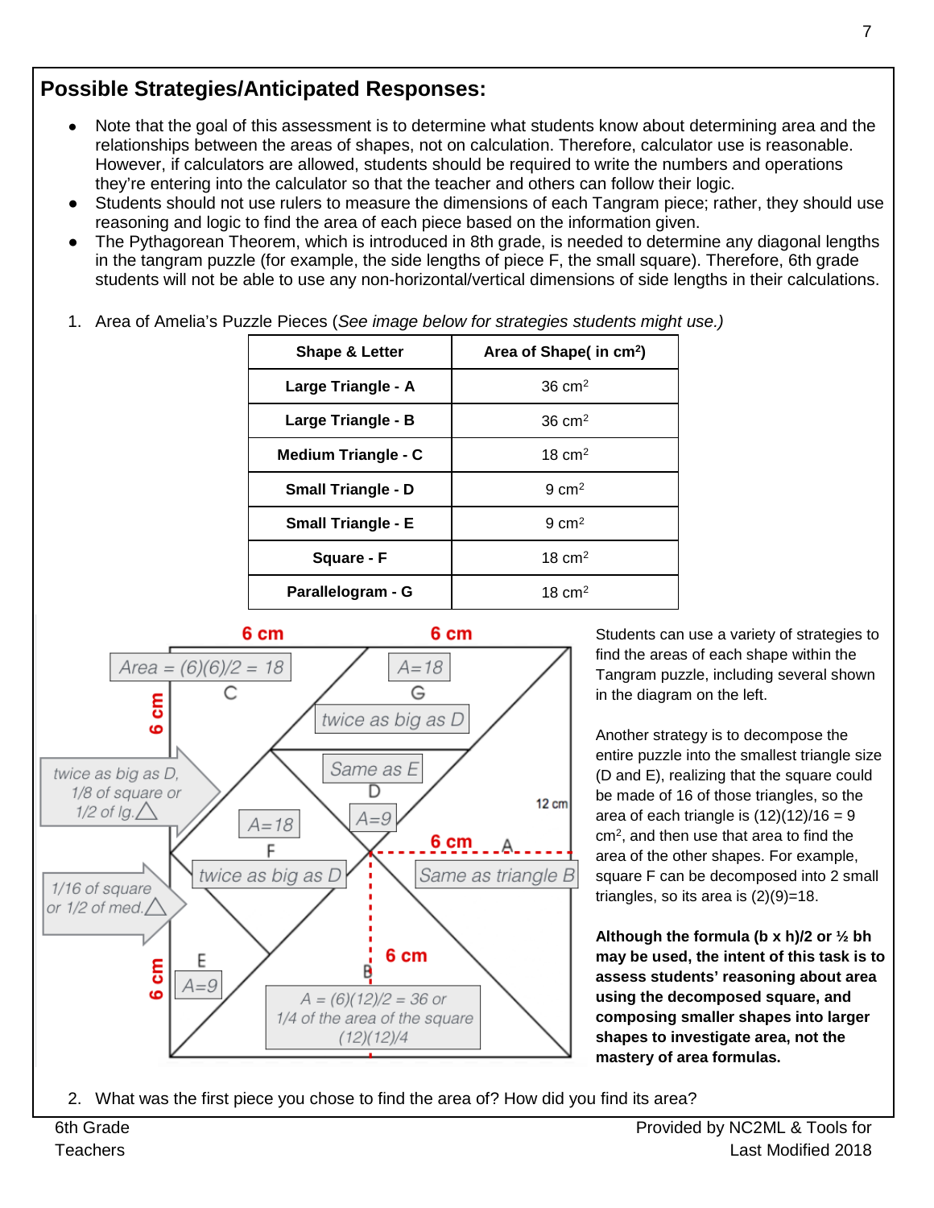## Possible Strategies/Anticipated Responses:

- Note that the goal of this assessment is to determine what students know about determining area and the relationships between the areas of shapes, not on calculation. Therefore, calculator use is reasonable. However, if calculators are allowed, students should be required to write the numbers and operations they're entering into the calculator so that the teacher and others can follow their logic.
- Students should not use rulers to measure the dimensions of each Tangram piece; rather, they should use reasoning and logic to find the area of each piece based on the information given.
- The Pythagorean Theorem, which is introduced in 8th grade, is needed to determine any diagonal lengths in the tangram puzzle (for example, the side lengths of piece F, the small square). Therefore, 6th grade students will not be able to use any non-horizontal/vertical dimensions of side lengths in their calculations.

1. Area of Amelia's Puzzle Pieces (*See image below for strategies students might use.)*

| Shape & Letter | Area of Shape( in cm$^2$) |
|---|---|
| Large Triangle - A | 36 cm$^2$ |
| Large Triangle - B | 36 cm$^2$ |
| Medium Triangle - C | 18 cm$^2$ |
| Small Triangle - D | 9 cm$^2$ |
| Small Triangle - E | 9 cm$^2$ |
| Square - F | 18 cm$^2$ |
| Parallelogram - G | 18 cm$^2$ |

Students can use a variety of strategies to find the areas of each shape within the Tangram puzzle, including several shown in the diagram on the left.

Another strategy is to decompose the entire puzzle into the smallest triangle size (D and E), realizing that the square could be made of 16 of those triangles, so the area of each triangle is (12)(12)/16 = 9 cm$^2$, and then use that area to find the area of the other shapes. For example, square F can be decomposed into 2 small triangles, so its area is (2)(9)=18.

**Although the formula (b x h)/2 or ½ bh may be used, the intent of this task is to assess students' reasoning about area using the decomposed square, and composing smaller shapes into larger shapes to investigate area, not the mastery of area formulas.**

2. What was the first piece you chose to find the area of? How did you find its area?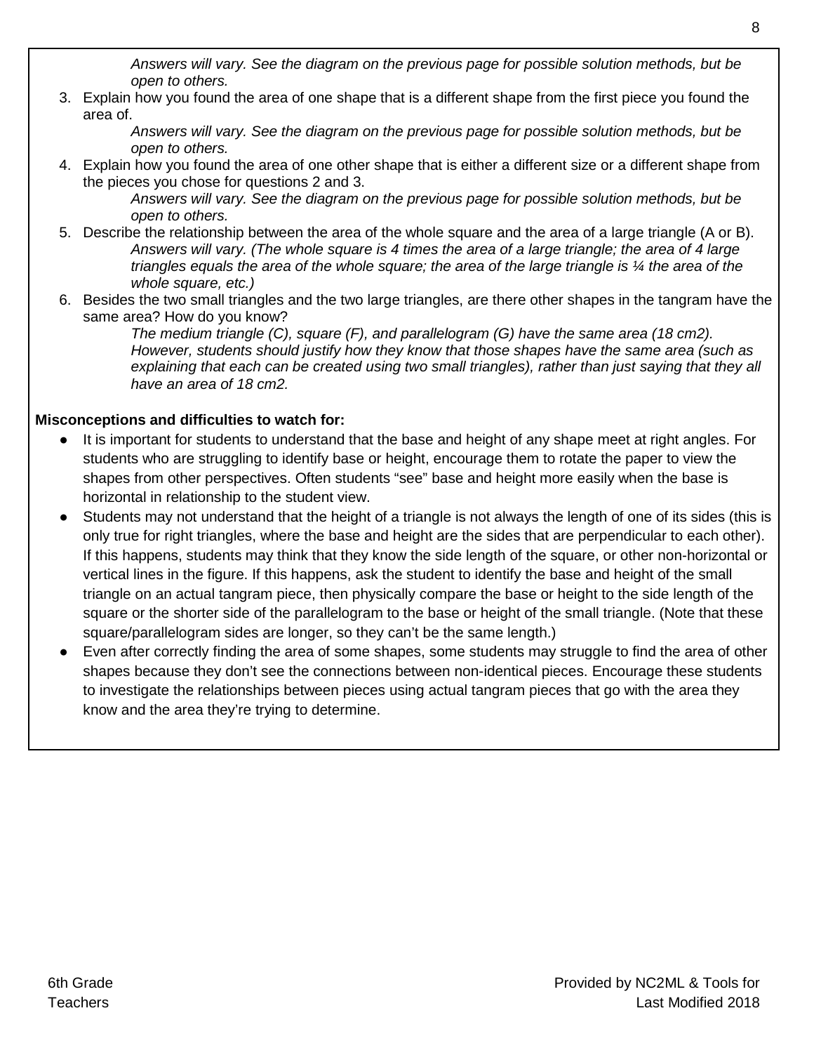*Answers will vary. See the diagram on the previous page for possible solution methods, but be open to others.*

3. Explain how you found the area of one shape that is a different shape from the first piece you found the area of.

   *Answers will vary. See the diagram on the previous page for possible solution methods, but be open to others.*

4. Explain how you found the area of one other shape that is either a different size or a different shape from the pieces you chose for questions 2 and 3.

   *Answers will vary. See the diagram on the previous page for possible solution methods, but be open to others.*

5. Describe the relationship between the area of the whole square and the area of a large triangle (A or B).

   *Answers will vary. (The whole square is 4 times the area of a large triangle; the area of 4 large triangles equals the area of the whole square; the area of the large triangle is ¼ the area of the whole square, etc.)*

6. Besides the two small triangles and the two large triangles, are there other shapes in the tangram have the same area? How do you know?

   *The medium triangle (C), square (F), and parallelogram (G) have the same area (18 cm2). However, students should justify how they know that those shapes have the same area (such as explaining that each can be created using two small triangles), rather than just saying that they all have an area of 18 cm2.*

**Misconceptions and difficulties to watch for:**

- It is important for students to understand that the base and height of any shape meet at right angles. For students who are struggling to identify base or height, encourage them to rotate the paper to view the shapes from other perspectives. Often students "see" base and height more easily when the base is horizontal in relationship to the student view.
- Students may not understand that the height of a triangle is not always the length of one of its sides (this is only true for right triangles, where the base and height are the sides that are perpendicular to each other). If this happens, students may think that they know the side length of the square, or other non-horizontal or vertical lines in the figure. If this happens, ask the student to identify the base and height of the small triangle on an actual tangram piece, then physically compare the base or height to the side length of the square or the shorter side of the parallelogram to the base or height of the small triangle. (Note that these square/parallelogram sides are longer, so they can't be the same length.)
- Even after correctly finding the area of some shapes, some students may struggle to find the area of other shapes because they don't see the connections between non-identical pieces. Encourage these students to investigate the relationships between pieces using actual tangram pieces that go with the area they know and the area they're trying to determine.